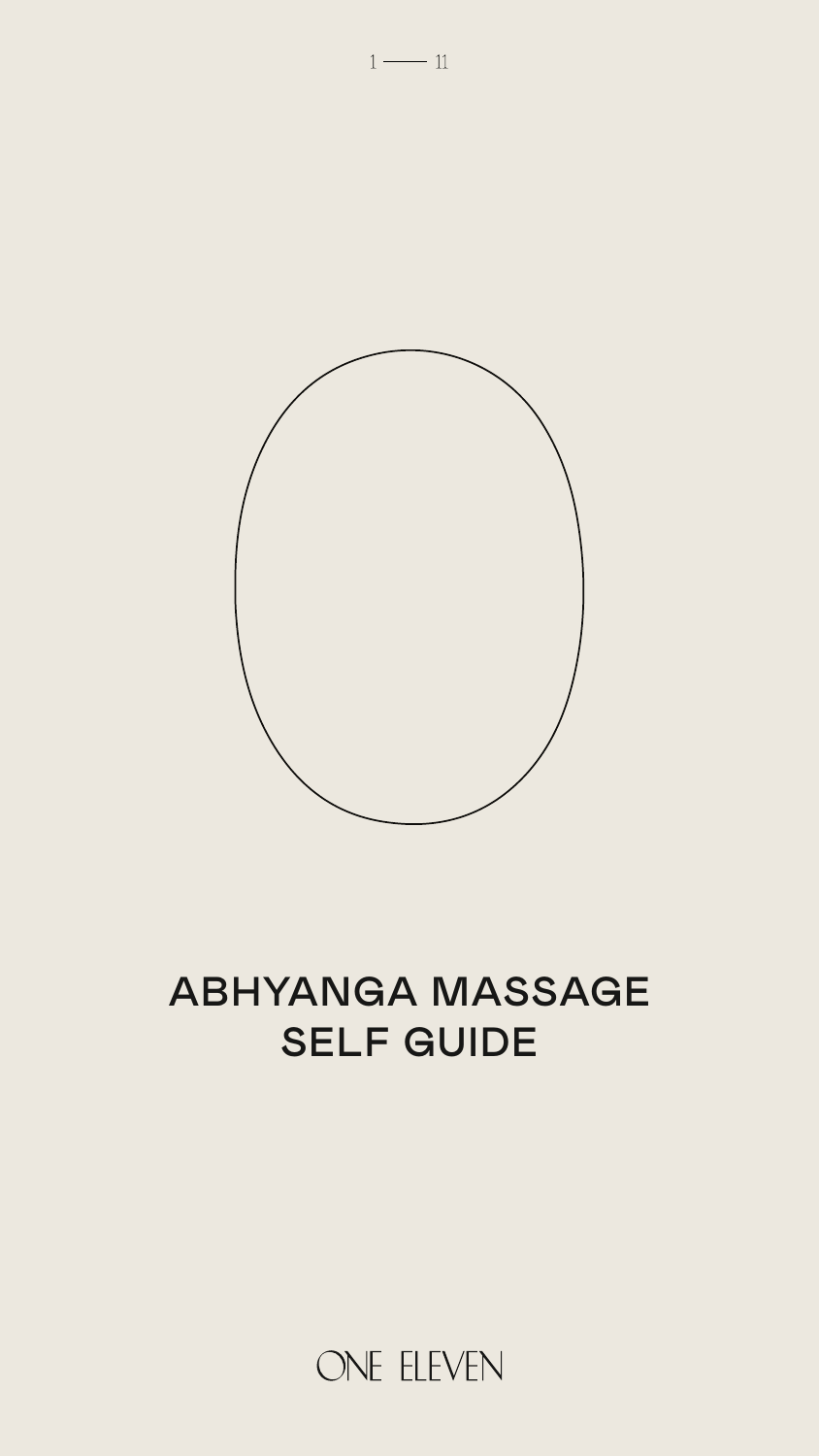# ABHYANGA MASSAGE SELF GUIDE

ONE ELEVEN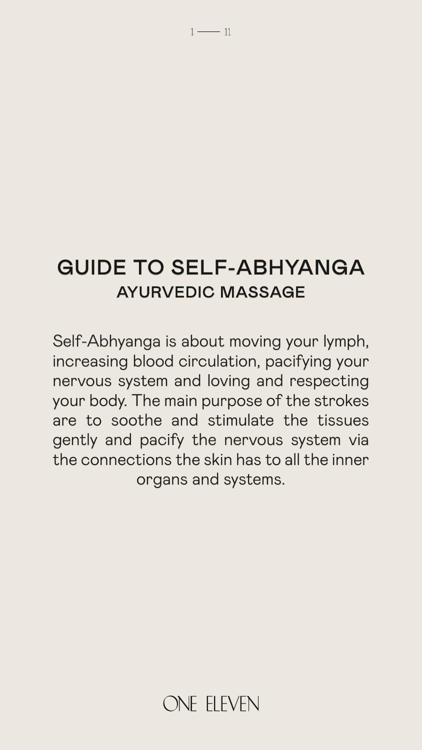# GUIDE TO SELF-ABHYANGA

## AYURVEDIC MASSAGE

Self-Abhyanga is about moving your lymph, increasing blood circulation, pacifying your nervous system and loving and respecting your body. The main purpose of the strokes are to soothe and stimulate the tissues gently and pacify the nervous system via the connections the skin has to all the inner organs and systems.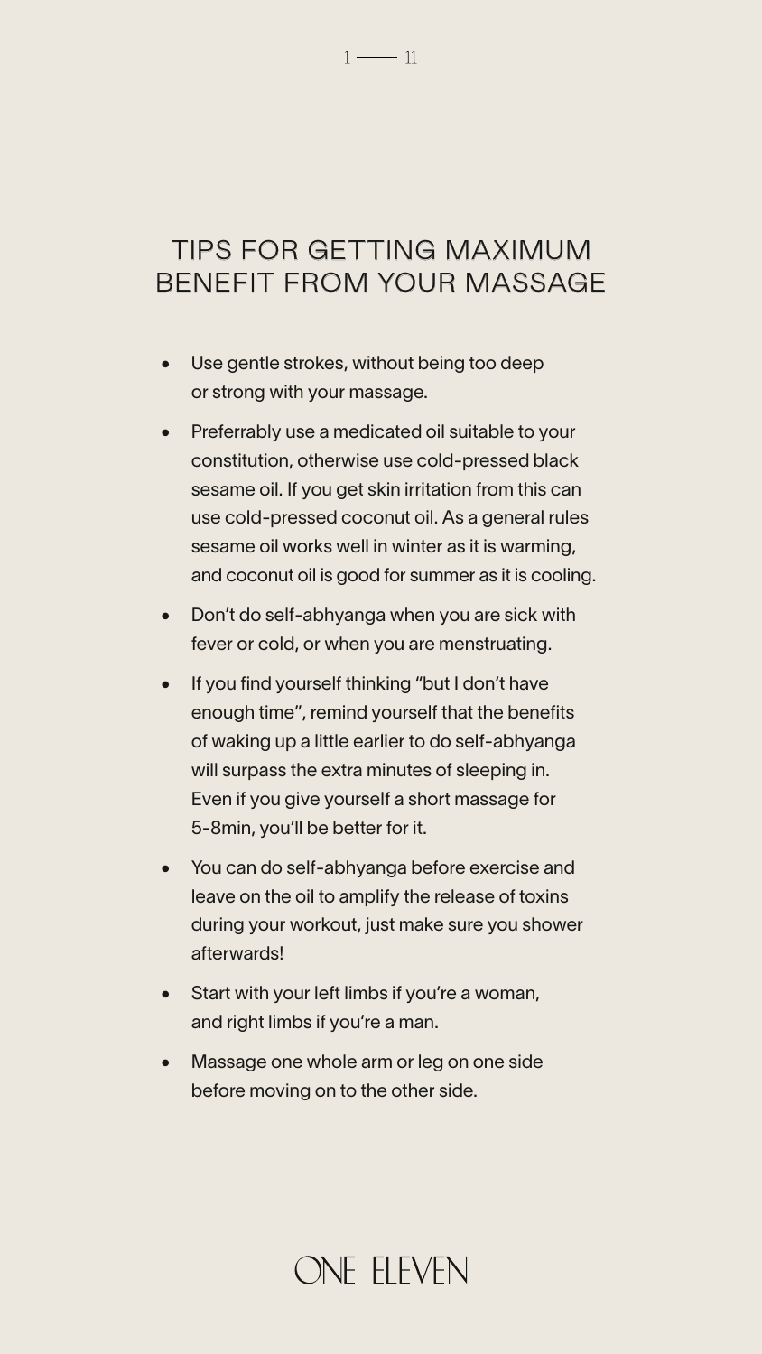# TIPS FOR GETTING MAXIMUM BENEFIT FROM YOUR MASSAGE

- Use gentle strokes, without being too deep or strong with your massage.
- Preferrably use a medicated oil suitable to your constitution, otherwise use cold-pressed black sesame oil. If you get skin irritation from this can use cold-pressed coconut oil. As a general rules sesame oil works well in winter as it is warming, and coconut oil is good for summer as it is cooling.
- Don't do self-abhyanga when you are sick with fever or cold, or when you are menstruating.
- If you find yourself thinking "but I don't have enough time", remind yourself that the benefits of waking up a little earlier to do self-abhyanga will surpass the extra minutes of sleeping in. Even if you give yourself a short massage for 5-8min, you'll be better for it.
- You can do self-abhyanga before exercise and leave on the oil to amplify the release of toxins during your workout, just make sure you shower afterwards!
- Start with your left limbs if you're a woman, and right limbs if you're a man.
- Massage one whole arm or leg on one side before moving on to the other side.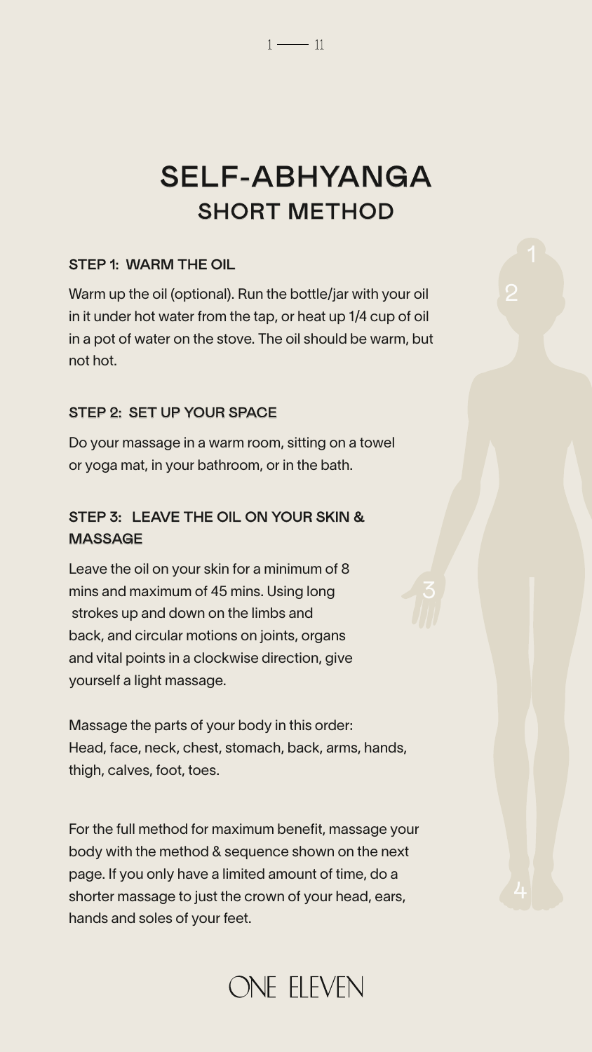# SELF-ABHYANGA
## SHORT METHOD

### STEP 1: WARM THE OIL

Warm up the oil (optional). Run the bottle/jar with your oil in it under hot water from the tap, or heat up 1/4 cup of oil in a pot of water on the stove. The oil should be warm, but not hot.

### STEP 2: SET UP YOUR SPACE

Do your massage in a warm room, sitting on a towel or yoga mat, in your bathroom, or in the bath.

### STEP 3: LEAVE THE OIL ON YOUR SKIN & MASSAGE

Leave the oil on your skin for a minimum of 8 mins and maximum of 45 mins. Using long strokes up and down on the limbs and back, and circular motions on joints, organs and vital points in a clockwise direction, give yourself a light massage.

Massage the parts of your body in this order:
Head, face, neck, chest, stomach, back, arms, hands, thigh, calves, foot, toes.

For the full method for maximum benefit, massage your body with the method & sequence shown on the next page. If you only have a limited amount of time, do a shorter massage to just the crown of your head, ears, hands and soles of your feet.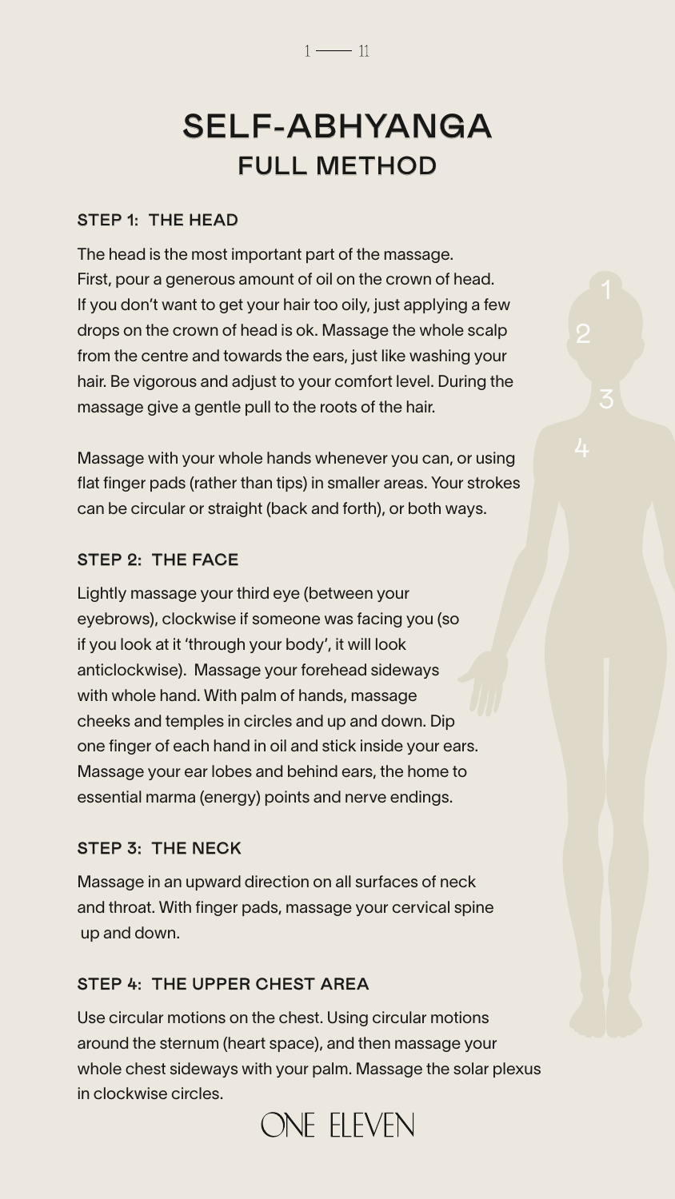# SELF-ABHYANGA
## FULL METHOD

### STEP 1: THE HEAD

The head is the most important part of the massage. First, pour a generous amount of oil on the crown of head. If you don't want to get your hair too oily, just applying a few drops on the crown of head is ok. Massage the whole scalp from the centre and towards the ears, just like washing your hair. Be vigorous and adjust to your comfort level. During the massage give a gentle pull to the roots of the hair.

Massage with your whole hands whenever you can, or using flat finger pads (rather than tips) in smaller areas. Your strokes can be circular or straight (back and forth), or both ways.

### STEP 2: THE FACE

Lightly massage your third eye (between your eyebrows), clockwise if someone was facing you (so if you look at it 'through your body', it will look anticlockwise). Massage your forehead sideways with whole hand. With palm of hands, massage cheeks and temples in circles and up and down. Dip one finger of each hand in oil and stick inside your ears. Massage your ear lobes and behind ears, the home to essential marma (energy) points and nerve endings.

### STEP 3: THE NECK

Massage in an upward direction on all surfaces of neck and throat. With finger pads, massage your cervical spine up and down.

### STEP 4: THE UPPER CHEST AREA

Use circular motions on the chest. Using circular motions around the sternum (heart space), and then massage your whole chest sideways with your palm. Massage the solar plexus in clockwise circles.

ONE ELEVEN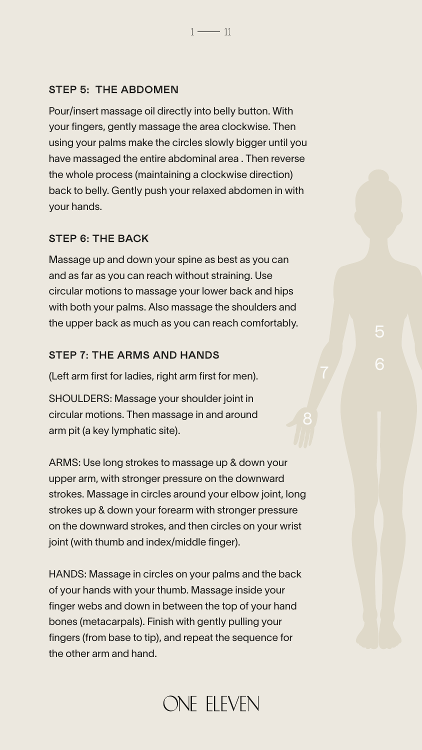### STEP 5: THE ABDOMEN

Pour/insert massage oil directly into belly button. With your fingers, gently massage the area clockwise. Then using your palms make the circles slowly bigger until you have massaged the entire abdominal area . Then reverse the whole process (maintaining a clockwise direction) back to belly. Gently push your relaxed abdomen in with your hands.

### STEP 6: THE BACK

Massage up and down your spine as best as you can and as far as you can reach without straining. Use circular motions to massage your lower back and hips with both your palms. Also massage the shoulders and the upper back as much as you can reach comfortably.

### STEP 7: THE ARMS AND HANDS

(Left arm first for ladies, right arm first for men).

SHOULDERS: Massage your shoulder joint in circular motions. Then massage in and around arm pit (a key lymphatic site).

ARMS: Use long strokes to massage up & down your upper arm, with stronger pressure on the downward strokes. Massage in circles around your elbow joint, long strokes up & down your forearm with stronger pressure on the downward strokes, and then circles on your wrist joint (with thumb and index/middle finger).

HANDS: Massage in circles on your palms and the back of your hands with your thumb. Massage inside your finger webs and down in between the top of your hand bones (metacarpals). Finish with gently pulling your fingers (from base to tip), and repeat the sequence for the other arm and hand.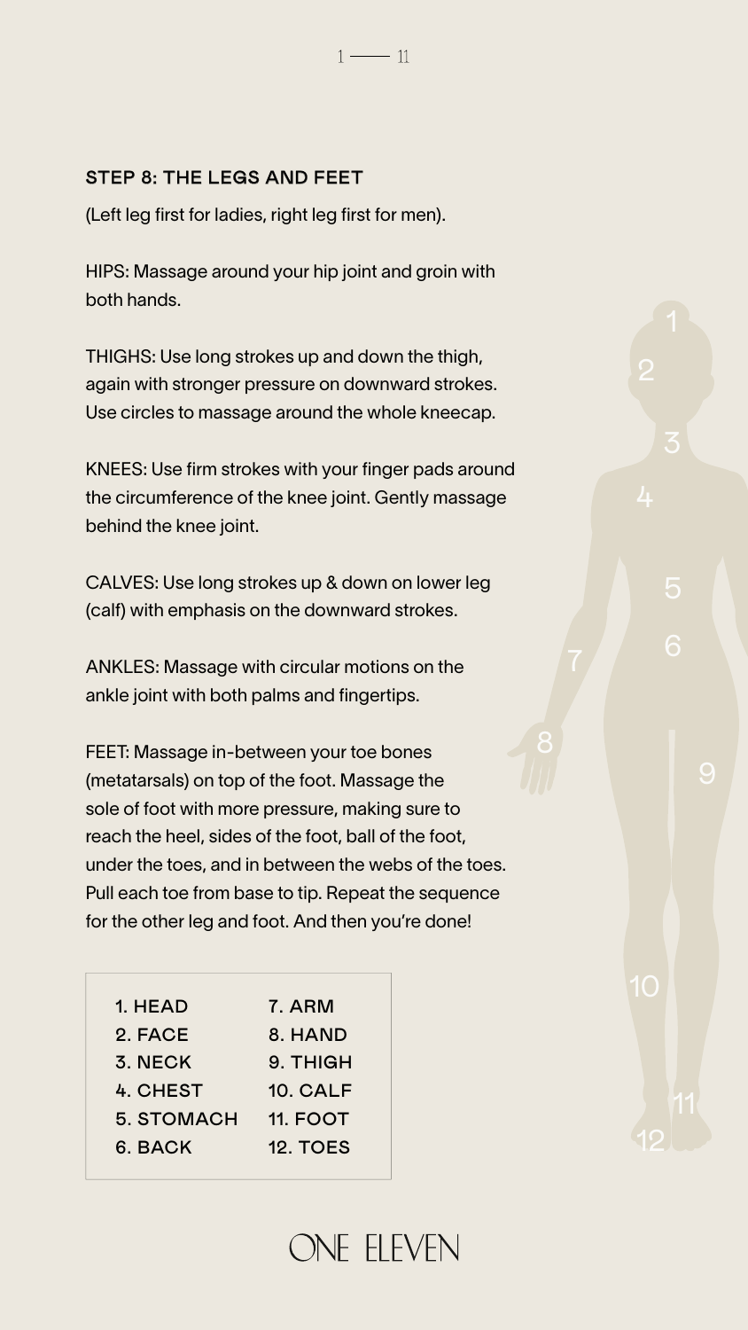### STEP 8: THE LEGS AND FEET

(Left leg first for ladies, right leg first for men).

HIPS: Massage around your hip joint and groin with both hands.

THIGHS: Use long strokes up and down the thigh, again with stronger pressure on downward strokes. Use circles to massage around the whole kneecap.

KNEES: Use firm strokes with your finger pads around the circumference of the knee joint. Gently massage behind the knee joint.

CALVES: Use long strokes up & down on lower leg (calf) with emphasis on the downward strokes.

ANKLES: Massage with circular motions on the ankle joint with both palms and fingertips.

FEET: Massage in-between your toe bones (metatarsals) on top of the foot. Massage the sole of foot with more pressure, making sure to reach the heel, sides of the foot, ball of the foot, under the toes, and in between the webs of the toes. Pull each toe from base to tip. Repeat the sequence for the other leg and foot. And then you're done!

| | |
|---|---|
| 1. HEAD | 7. ARM |
| 2. FACE | 8. HAND |
| 3. NECK | 9. THIGH |
| 4. CHEST | 10. CALF |
| 5. STOMACH | 11. FOOT |
| 6. BACK | 12. TOES |

1
2
3
4
5
6
7
8
9
10
11
12

ONE ELEVEN